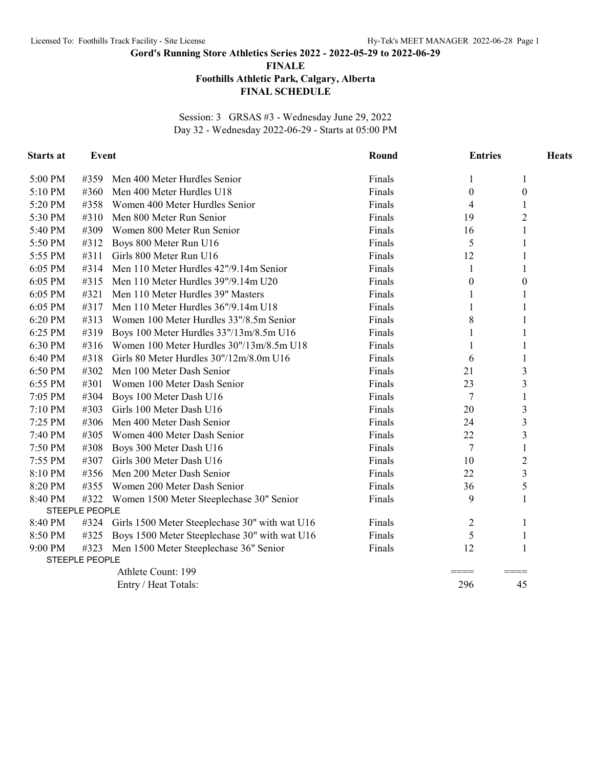## Gord's Running Store Athletics Series 2022 - 2022-05-29 to 2022-06-29

### FINALE

### Foothills Athletic Park, Calgary, Alberta

### FINAL SCHEDULE

Session: 3 GRSAS #3 - Wednesday June 29, 2022
Day 32 - Wednesday 2022-06-29 - Starts at 05:00 PM

| Starts at | Event | | Round | Entries | Heats |
|---|---|---|---|---|---|
| 5:00 PM | #359 | Men 400 Meter Hurdles Senior | Finals | 1 | 1 |
| 5:10 PM | #360 | Men 400 Meter Hurdles U18 | Finals | 0 | 0 |
| 5:20 PM | #358 | Women 400 Meter Hurdles Senior | Finals | 4 | 1 |
| 5:30 PM | #310 | Men 800 Meter Run Senior | Finals | 19 | 2 |
| 5:40 PM | #309 | Women 800 Meter Run Senior | Finals | 16 | 1 |
| 5:50 PM | #312 | Boys 800 Meter Run U16 | Finals | 5 | 1 |
| 5:55 PM | #311 | Girls 800 Meter Run U16 | Finals | 12 | 1 |
| 6:05 PM | #314 | Men 110 Meter Hurdles 42"/9.14m Senior | Finals | 1 | 1 |
| 6:05 PM | #315 | Men 110 Meter Hurdles 39"/9.14m U20 | Finals | 0 | 0 |
| 6:05 PM | #321 | Men 110 Meter Hurdles 39" Masters | Finals | 1 | 1 |
| 6:05 PM | #317 | Men 110 Meter Hurdles 36"/9.14m U18 | Finals | 1 | 1 |
| 6:20 PM | #313 | Women 100 Meter Hurdles 33"/8.5m Senior | Finals | 8 | 1 |
| 6:25 PM | #319 | Boys 100 Meter Hurdles 33"/13m/8.5m U16 | Finals | 1 | 1 |
| 6:30 PM | #316 | Women 100 Meter Hurdles 30"/13m/8.5m U18 | Finals | 1 | 1 |
| 6:40 PM | #318 | Girls 80 Meter Hurdles 30"/12m/8.0m U16 | Finals | 6 | 1 |
| 6:50 PM | #302 | Men 100 Meter Dash Senior | Finals | 21 | 3 |
| 6:55 PM | #301 | Women 100 Meter Dash Senior | Finals | 23 | 3 |
| 7:05 PM | #304 | Boys 100 Meter Dash U16 | Finals | 7 | 1 |
| 7:10 PM | #303 | Girls 100 Meter Dash U16 | Finals | 20 | 3 |
| 7:25 PM | #306 | Men 400 Meter Dash Senior | Finals | 24 | 3 |
| 7:40 PM | #305 | Women 400 Meter Dash Senior | Finals | 22 | 3 |
| 7:50 PM | #308 | Boys 300 Meter Dash U16 | Finals | 7 | 1 |
| 7:55 PM | #307 | Girls 300 Meter Dash U16 | Finals | 10 | 2 |
| 8:10 PM | #356 | Men 200 Meter Dash Senior | Finals | 22 | 3 |
| 8:20 PM | #355 | Women 200 Meter Dash Senior | Finals | 36 | 5 |
| 8:40 PM | #322 | Women 1500 Meter Steeplechase 30" Senior | Finals | 9 | 1 |
| STEEPLE PEOPLE | | | | | |
| 8:40 PM | #324 | Girls 1500 Meter Steeplechase 30" with wat U16 | Finals | 2 | 1 |
| 8:50 PM | #325 | Boys 1500 Meter Steeplechase 30" with wat U16 | Finals | 5 | 1 |
| 9:00 PM | #323 | Men 1500 Meter Steeplechase 36" Senior | Finals | 12 | 1 |
| STEEPLE PEOPLE | | | | | |
| | | Athlete Count: 199 | | ==== | ==== |
| | | Entry / Heat Totals: | | 296 | 45 |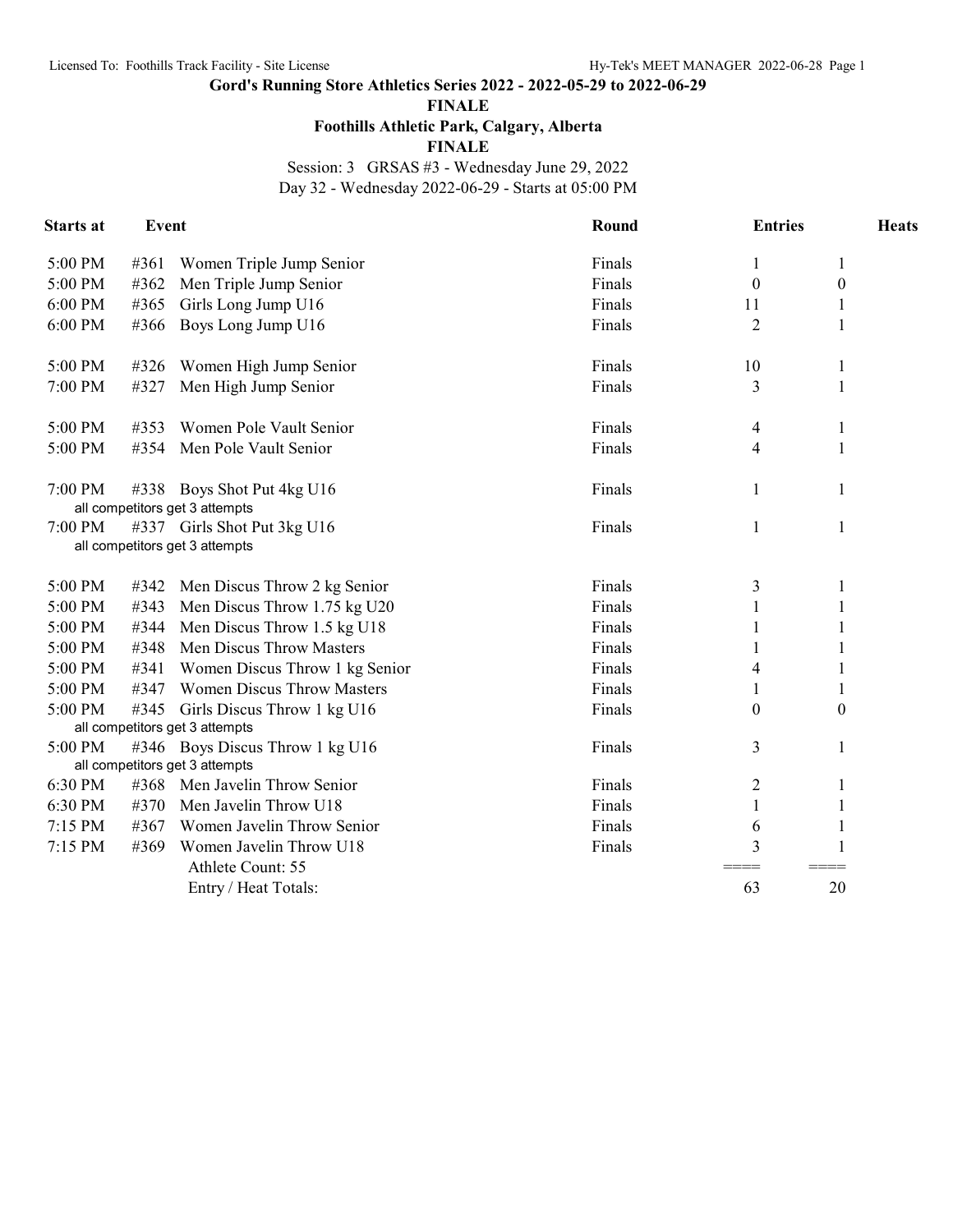Licensed To: Foothills Track Facility - Site License

**Gord's Running Store Athletics Series 2022 - 2022-05-29 to 2022-06-29**

**FINALE**

**Foothills Athletic Park, Calgary, Alberta**

**FINALE**

Session: 3 GRSAS #3 - Wednesday June 29, 2022

Day 32 - Wednesday 2022-06-29 - Starts at 05:00 PM

| Starts at | Event | | Round | Entries | Heats |
|---|---|---|---|---|---|
| 5:00 PM | #361 | Women Triple Jump Senior | Finals | 1 | 1 |
| 5:00 PM | #362 | Men Triple Jump Senior | Finals | 0 | 0 |
| 6:00 PM | #365 | Girls Long Jump U16 | Finals | 11 | 1 |
| 6:00 PM | #366 | Boys Long Jump U16 | Finals | 2 | 1 |
| 5:00 PM | #326 | Women High Jump Senior | Finals | 10 | 1 |
| 7:00 PM | #327 | Men High Jump Senior | Finals | 3 | 1 |
| 5:00 PM | #353 | Women Pole Vault Senior | Finals | 4 | 1 |
| 5:00 PM | #354 | Men Pole Vault Senior | Finals | 4 | 1 |
| 7:00 PM | #338 | Boys Shot Put 4kg U16 | Finals | 1 | 1 |
| | | all competitors get 3 attempts | | | |
| 7:00 PM | #337 | Girls Shot Put 3kg U16 | Finals | 1 | 1 |
| | | all competitors get 3 attempts | | | |
| 5:00 PM | #342 | Men Discus Throw 2 kg Senior | Finals | 3 | 1 |
| 5:00 PM | #343 | Men Discus Throw 1.75 kg U20 | Finals | 1 | 1 |
| 5:00 PM | #344 | Men Discus Throw 1.5 kg U18 | Finals | 1 | 1 |
| 5:00 PM | #348 | Men Discus Throw Masters | Finals | 1 | 1 |
| 5:00 PM | #341 | Women Discus Throw 1 kg Senior | Finals | 4 | 1 |
| 5:00 PM | #347 | Women Discus Throw Masters | Finals | 1 | 1 |
| 5:00 PM | #345 | Girls Discus Throw 1 kg U16 | Finals | 0 | 0 |
| | | all competitors get 3 attempts | | | |
| 5:00 PM | #346 | Boys Discus Throw 1 kg U16 | Finals | 3 | 1 |
| | | all competitors get 3 attempts | | | |
| 6:30 PM | #368 | Men Javelin Throw Senior | Finals | 2 | 1 |
| 6:30 PM | #370 | Men Javelin Throw U18 | Finals | 1 | 1 |
| 7:15 PM | #367 | Women Javelin Throw Senior | Finals | 6 | 1 |
| 7:15 PM | #369 | Women Javelin Throw U18 | Finals | 3 | 1 |
| | | Athlete Count: 55 | | ==== | ==== |
| | | Entry / Heat Totals: | | 63 | 20 |